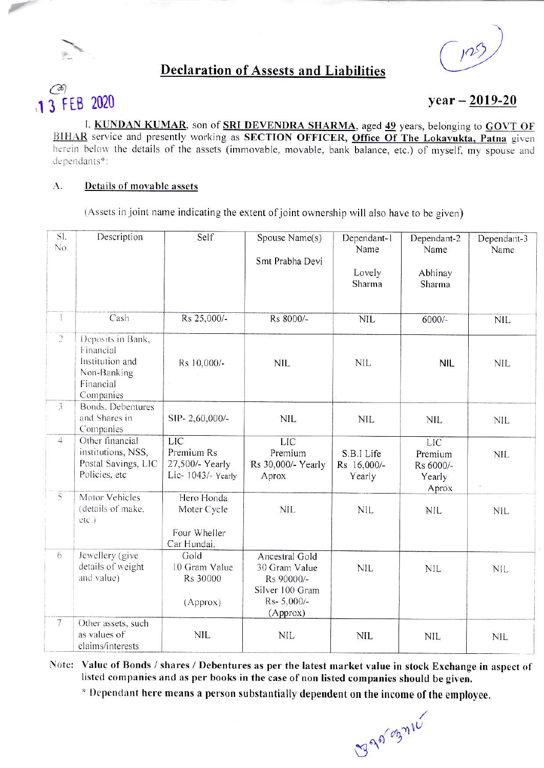# Declaration of Assests and Liabilities

13 FEB 2020

**year – 2019-20**

I, **KUNDAN KUMAR**, son of **SRI DEVENDRA SHARMA**, aged **49** years, belonging to **GOVT OF BIHAR** service and presently working as **SECTION OFFICER, Office Of The Lokayukta, Patna** given herein below the details of the assets (immovable, movable, bank balance, etc.) of myself, my spouse and dependants*:

A. **Details of movable assets**

(Assets in joint name indicating the extent of joint ownership will also have to be given)

| Sl. No. | Description | Self | Spouse Name(s) Smt Prabha Devi | Dependant-1 Name Lovely Sharma | Dependant-2 Name Abhinay Sharma | Dependant-3 Name |
|---|---|---|---|---|---|---|
| 1 | Cash | Rs 25,000/- | Rs 8000/- | NIL | 6000/- | NIL |
| 2 | Deposits in Bank, Financial Institution and Non-Banking Financial Companies | Rs 10,000/- | NIL | NIL | NIL | NIL |
| 3 | Bonds, Debentures and Shares in Companies | SIP- 2,60,000/- | NIL | NIL | NIL | NIL |
| 4 | Other financial institutions, NSS, Postal Savings, LIC Policies, etc | LIC Premium Rs 27,500/- Yearly Lic- 1043/- Yearly | LIC Premium Rs 30,000/- Yearly Aprox | S.B.I Life Rs 16,000/- Yearly | LIC Premium Rs 6000/- Yearly Aprox | NIL |
| 5 | Motor Vehicles (details of make, etc.) | Hero Honda Moter Cycle Four Wheller Car Hundai. | NIL | NIL | NIL | NIL |
| 6 | Jewellery (give details of weight and value) | Gold 10 Gram Value Rs 30000 (Approx) | Ancestral Gold 30 Gram Value Rs 90000/- Silver 100 Gram Rs- 5,000/- (Approx) | NIL | NIL | NIL |
| 7 | Other assets, such as values of claims/interests | NIL | NIL | NIL | NIL | NIL |

Note: **Value of Bonds / shares / Debentures as per the latest market value in stock Exchange in aspect of listed companies and as per books in the case of non listed companies should be given.**

\* **Dependant here means a person substantially dependent on the income of the employee.**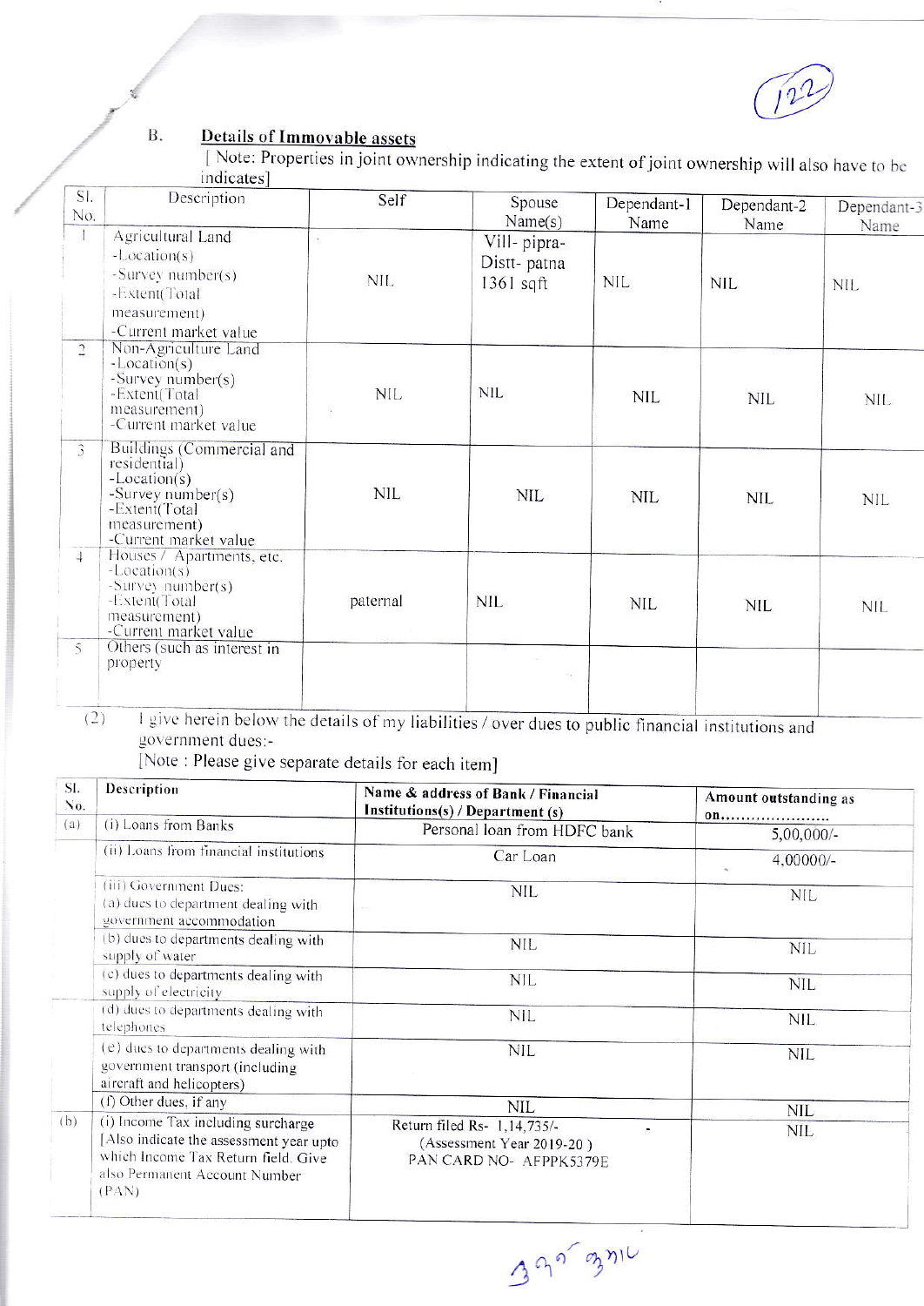B. **Details of Immovable assets**

[ Note: Properties in joint ownership indicating the extent of joint ownership will also have to be indicates]

| Sl. No. | Description | Self | Spouse Name(s) | Dependant-1 Name | Dependant-2 Name | Dependant-3 Name |
|---|---|---|---|---|---|---|
| 1 | Agricultural Land -Location(s) -Survey number(s) -Extent(Total measurement) -Current market value | NIL | Vill- pipra- Distt- patna 1361 sqft | NIL | NIL | NIL |
| 2 | Non-Agriculture Land -Location(s) -Survey number(s) -Extent(Total measurement) -Current market value | NIL | NIL | NIL | NIL | NIL |
| 3 | Buildings (Commercial and residential) -Location(s) -Survey number(s) -Extent(Total measurement) -Current market value | NIL | NIL | NIL | NIL | NIL |
| 4 | Houses / Apartments, etc. -Location(s) -Survey number(s) -Extent(Total measurement) -Current market value | paternal | NIL | NIL | NIL | NIL |
| 5 | Others (such as interest in property | | | | | |

(2) I give herein below the details of my liabilities / over dues to public financial institutions and government dues:-

[Note : Please give separate details for each item]

| Sl. No. | Description | Name & address of Bank / Financial Institutions(s) / Department (s) | Amount outstanding as on...................... |
|---|---|---|---|
| (a) | (i) Loans from Banks | Personal loan from HDFC bank | 5,00,000/- |
| | (ii) Loans from financial institutions | Car Loan | 4,00000/- |
| | (iii) Government Dues: (a) dues to department dealing with government accommodation | NIL | NIL |
| | (b) dues to departments dealing with supply of water | NIL | NIL |
| | (c) dues to departments dealing with supply of electricity | NIL | NIL |
| | (d) dues to departments dealing with telephones | NIL | NIL |
| | (e) dues to departments dealing with government transport (including aircraft and helicopters) | NIL | NIL |
| | (f) Other dues, if any | NIL | NIL |
| (b) | (i) Income Tax including surcharge [Also indicate the assessment year upto which Income Tax Return field. Give also Permanent Account Number (PAN) | Return filed Rs- 1,14,735/- (Assessment Year 2019-20 ) PAN CARD NO- AFPPK5379E | NIL |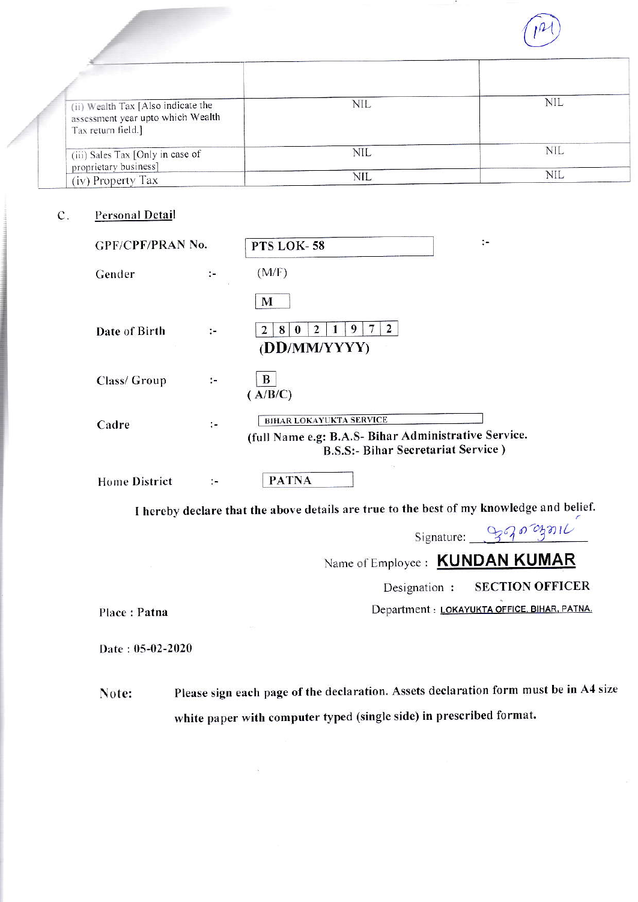| | | |
|---|---|---|
| | | |
| (ii) Wealth Tax [Also indicate the assessment year upto which Wealth Tax return field.] | NIL | NIL |
| (iii) Sales Tax [Only in case of proprietary business] | NIL | NIL |
| (iv) Property Tax | NIL | NIL |

C. Personal Detail

GPF/CPF/PRAN No. :- PTS LOK- 58

Gender :- (M/F)

M

Date of Birth :- 2 8 0 2 1 9 7 2
(DD/MM/YYYY)

Class/ Group :- B
( A/B/C)

Cadre :- BIHAR LOKAYUKTA SERVICE
(full Name e.g: B.A.S- Bihar Administrative Service.
B.S.S:- Bihar Secretariat Service )

Home District :- PATNA

**I hereby declare that the above details are true to the best of my knowledge and belief.**

Signature: कुन्दन कुमार

Name of Employee : **KUNDAN KUMAR**

Designation : **SECTION OFFICER**

Department : LOKAYUKTA OFFICE, BIHAR, PATNA.

Place : Patna

Date : 05-02-2020

**Note:** Please sign each page of the declaration. Assets declaration form must be in A4 size white paper with computer typed (single side) in prescribed format.